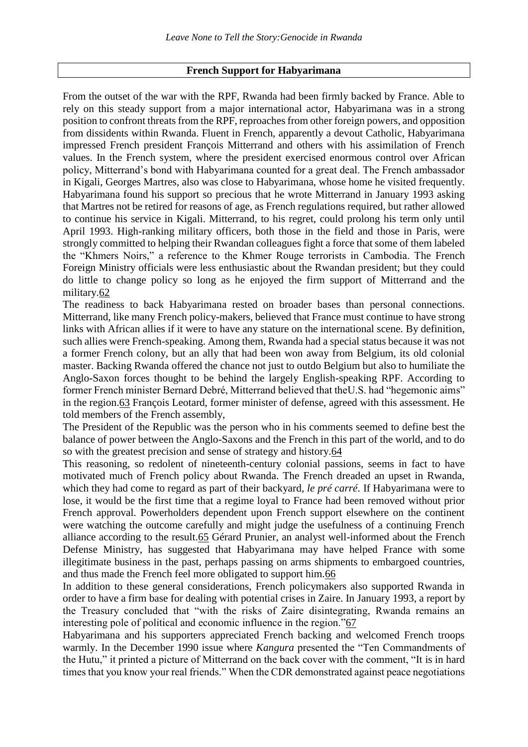## French Support for Habyarimana

From the outset of the war with the RPF, Rwanda had been firmly backed by France. Able to rely on this steady support from a major international actor, Habyarimana was in a strong position to confront threats from the RPF, reproaches from other foreign powers, and opposition from dissidents within Rwanda. Fluent in French, apparently a devout Catholic, Habyarimana impressed French president François Mitterrand and others with his assimilation of French values. In the French system, where the president exercised enormous control over African policy, Mitterrand's bond with Habyarimana counted for a great deal. The French ambassador in Kigali, Georges Martres, also was close to Habyarimana, whose home he visited frequently. Habyarimana found his support so precious that he wrote Mitterrand in January 1993 asking that Martres not be retired for reasons of age, as French regulations required, but rather allowed to continue his service in Kigali. Mitterrand, to his regret, could prolong his term only until April 1993. High-ranking military officers, both those in the field and those in Paris, were strongly committed to helping their Rwandan colleagues fight a force that some of them labeled the "Khmers Noirs," a reference to the Khmer Rouge terrorists in Cambodia. The French Foreign Ministry officials were less enthusiastic about the Rwandan president; but they could do little to change policy so long as he enjoyed the firm support of Mitterrand and the military.[62]

The readiness to back Habyarimana rested on broader bases than personal connections. Mitterrand, like many French policy-makers, believed that France must continue to have strong links with African allies if it were to have any stature on the international scene. By definition, such allies were French-speaking. Among them, Rwanda had a special status because it was not a former French colony, but an ally that had been won away from Belgium, its old colonial master. Backing Rwanda offered the chance not just to outdo Belgium but also to humiliate the Anglo-Saxon forces thought to be behind the largely English-speaking RPF. According to former French minister Bernard Debré, Mitterrand believed that theU.S. had "hegemonic aims" in the region.[63] François Leotard, former minister of defense, agreed with this assessment. He told members of the French assembly,

The President of the Republic was the person who in his comments seemed to define best the balance of power between the Anglo-Saxons and the French in this part of the world, and to do so with the greatest precision and sense of strategy and history.[64]

This reasoning, so redolent of nineteenth-century colonial passions, seems in fact to have motivated much of French policy about Rwanda. The French dreaded an upset in Rwanda, which they had come to regard as part of their backyard, *le pré carré*. If Habyarimana were to lose, it would be the first time that a regime loyal to France had been removed without prior French approval. Powerholders dependent upon French support elsewhere on the continent were watching the outcome carefully and might judge the usefulness of a continuing French alliance according to the result.[65] Gérard Prunier, an analyst well-informed about the French Defense Ministry, has suggested that Habyarimana may have helped France with some illegitimate business in the past, perhaps passing on arms shipments to embargoed countries, and thus made the French feel more obligated to support him.[66]

In addition to these general considerations, French policymakers also supported Rwanda in order to have a firm base for dealing with potential crises in Zaire. In January 1993, a report by the Treasury concluded that "with the risks of Zaire disintegrating, Rwanda remains an interesting pole of political and economic influence in the region."[67]

Habyarimana and his supporters appreciated French backing and welcomed French troops warmly. In the December 1990 issue where *Kangura* presented the "Ten Commandments of the Hutu," it printed a picture of Mitterrand on the back cover with the comment, "It is in hard times that you know your real friends." When the CDR demonstrated against peace negotiations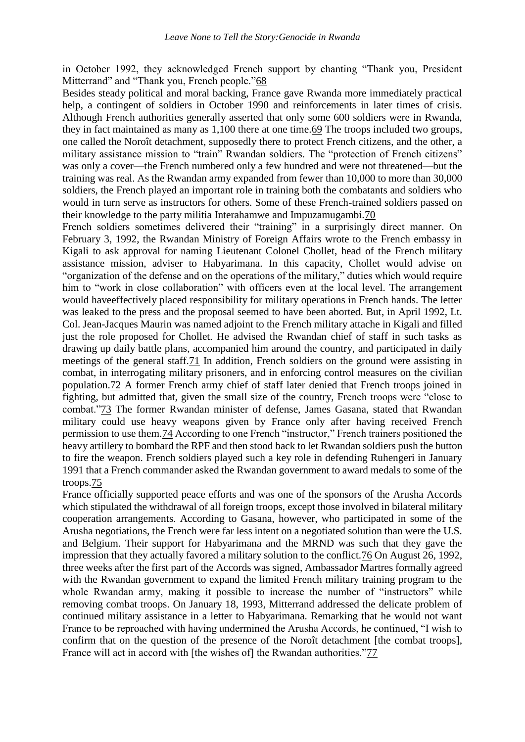in October 1992, they acknowledged French support by chanting "Thank you, President Mitterrand" and "Thank you, French people."[68]

Besides steady political and moral backing, France gave Rwanda more immediately practical help, a contingent of soldiers in October 1990 and reinforcements in later times of crisis. Although French authorities generally asserted that only some 600 soldiers were in Rwanda, they in fact maintained as many as 1,100 there at one time.[69] The troops included two groups, one called the Noroît detachment, supposedly there to protect French citizens, and the other, a military assistance mission to "train" Rwandan soldiers. The "protection of French citizens" was only a cover—the French numbered only a few hundred and were not threatened—but the training was real. As the Rwandan army expanded from fewer than 10,000 to more than 30,000 soldiers, the French played an important role in training both the combatants and soldiers who would in turn serve as instructors for others. Some of these French-trained soldiers passed on their knowledge to the party militia Interahamwe and Impuzamugambi.[70]

French soldiers sometimes delivered their "training" in a surprisingly direct manner. On February 3, 1992, the Rwandan Ministry of Foreign Affairs wrote to the French embassy in Kigali to ask approval for naming Lieutenant Colonel Chollet, head of the French military assistance mission, adviser to Habyarimana. In this capacity, Chollet would advise on "organization of the defense and on the operations of the military," duties which would require him to "work in close collaboration" with officers even at the local level. The arrangement would haveeffectively placed responsibility for military operations in French hands. The letter was leaked to the press and the proposal seemed to have been aborted. But, in April 1992, Lt. Col. Jean-Jacques Maurin was named adjoint to the French military attache in Kigali and filled just the role proposed for Chollet. He advised the Rwandan chief of staff in such tasks as drawing up daily battle plans, accompanied him around the country, and participated in daily meetings of the general staff.[71] In addition, French soldiers on the ground were assisting in combat, in interrogating military prisoners, and in enforcing control measures on the civilian population.[72] A former French army chief of staff later denied that French troops joined in fighting, but admitted that, given the small size of the country, French troops were "close to combat."[73] The former Rwandan minister of defense, James Gasana, stated that Rwandan military could use heavy weapons given by France only after having received French permission to use them.[74] According to one French "instructor," French trainers positioned the heavy artillery to bombard the RPF and then stood back to let Rwandan soldiers push the button to fire the weapon. French soldiers played such a key role in defending Ruhengeri in January 1991 that a French commander asked the Rwandan government to award medals to some of the troops.[75]

France officially supported peace efforts and was one of the sponsors of the Arusha Accords which stipulated the withdrawal of all foreign troops, except those involved in bilateral military cooperation arrangements. According to Gasana, however, who participated in some of the Arusha negotiations, the French were far less intent on a negotiated solution than were the U.S. and Belgium. Their support for Habyarimana and the MRND was such that they gave the impression that they actually favored a military solution to the conflict.[76] On August 26, 1992, three weeks after the first part of the Accords was signed, Ambassador Martres formally agreed with the Rwandan government to expand the limited French military training program to the whole Rwandan army, making it possible to increase the number of "instructors" while removing combat troops. On January 18, 1993, Mitterrand addressed the delicate problem of continued military assistance in a letter to Habyarimana. Remarking that he would not want France to be reproached with having undermined the Arusha Accords, he continued, "I wish to confirm that on the question of the presence of the Noroît detachment [the combat troops], France will act in accord with [the wishes of] the Rwandan authorities."[77]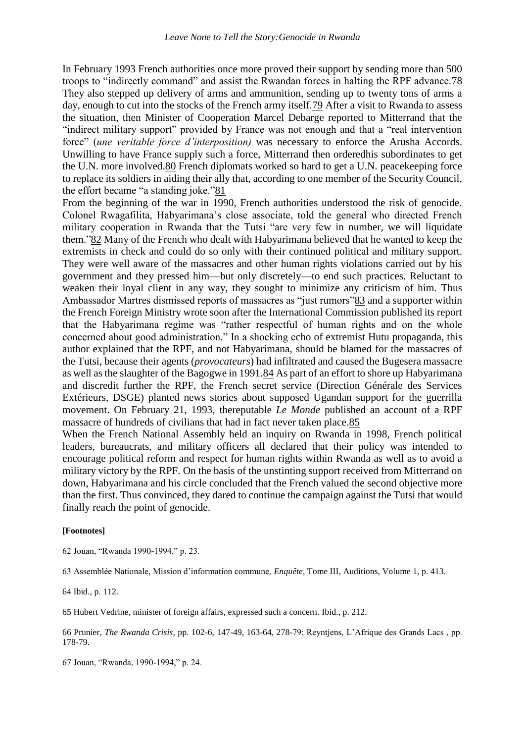In February 1993 French authorities once more proved their support by sending more than 500 troops to "indirectly command" and assist the Rwandan forces in halting the RPF advance.[78] They also stepped up delivery of arms and ammunition, sending up to twenty tons of arms a day, enough to cut into the stocks of the French army itself.[79] After a visit to Rwanda to assess the situation, then Minister of Cooperation Marcel Debarge reported to Mitterrand that the "indirect military support" provided by France was not enough and that a "real intervention force" (*une veritable force d'interposition)* was necessary to enforce the Arusha Accords. Unwilling to have France supply such a force, Mitterrand then orderedhis subordinates to get the U.N. more involved.[80] French diplomats worked so hard to get a U.N. peacekeeping force to replace its soldiers in aiding their ally that, according to one member of the Security Council, the effort became "a standing joke."[81]

From the beginning of the war in 1990, French authorities understood the risk of genocide. Colonel Rwagafilita, Habyarimana's close associate, told the general who directed French military cooperation in Rwanda that the Tutsi "are very few in number, we will liquidate them."[82] Many of the French who dealt with Habyarimana believed that he wanted to keep the extremists in check and could do so only with their continued political and military support. They were well aware of the massacres and other human rights violations carried out by his government and they pressed him—but only discretely—to end such practices. Reluctant to weaken their loyal client in any way, they sought to minimize any criticism of him. Thus Ambassador Martres dismissed reports of massacres as "just rumors"[83] and a supporter within the French Foreign Ministry wrote soon after the International Commission published its report that the Habyarimana regime was "rather respectful of human rights and on the whole concerned about good administration." In a shocking echo of extremist Hutu propaganda, this author explained that the RPF, and not Habyarimana, should be blamed for the massacres of the Tutsi, because their agents (*provocateurs*) had infiltrated and caused the Bugesera massacre as well as the slaughter of the Bagogwe in 1991.[84] As part of an effort to shore up Habyarimana and discredit further the RPF, the French secret service (Direction Générale des Services Extérieurs, DSGE) planted news stories about supposed Ugandan support for the guerrilla movement. On February 21, 1993, thereputable *Le Monde* published an account of a RPF massacre of hundreds of civilians that had in fact never taken place.[85]

When the French National Assembly held an inquiry on Rwanda in 1998, French political leaders, bureaucrats, and military officers all declared that their policy was intended to encourage political reform and respect for human rights within Rwanda as well as to avoid a military victory by the RPF. On the basis of the unstinting support received from Mitterrand on down, Habyarimana and his circle concluded that the French valued the second objective more than the first. Thus convinced, they dared to continue the campaign against the Tutsi that would finally reach the point of genocide.

**[Footnotes]**

62 Jouan, "Rwanda 1990-1994," p. 23.

63 Assemblée Nationale, Mission d'information commune, *Enquête*, Tome III, Auditions, Volume 1, p. 413.

64 Ibid., p. 112.

65 Hubert Vedrine, minister of foreign affairs, expressed such a concern. Ibid., p. 212.

66 Prunier, *The Rwanda Crisis*, pp. 102-6, 147-49, 163-64, 278-79; Reyntjens, L'Afrique des Grands Lacs , pp. 178-79.

67 Jouan, "Rwanda, 1990-1994," p. 24.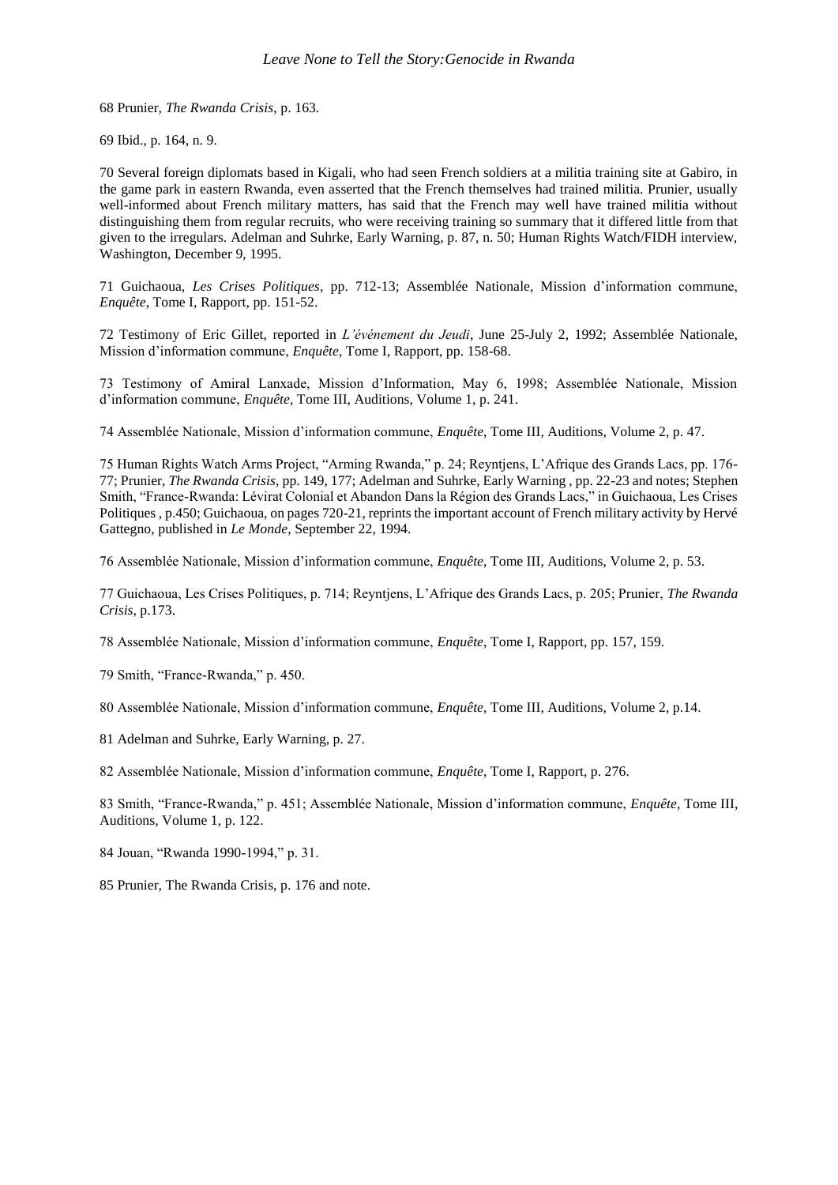68 Prunier, *The Rwanda Crisis*, p. 163.

69 Ibid., p. 164, n. 9.

70 Several foreign diplomats based in Kigali, who had seen French soldiers at a militia training site at Gabiro, in the game park in eastern Rwanda, even asserted that the French themselves had trained militia. Prunier, usually well-informed about French military matters, has said that the French may well have trained militia without distinguishing them from regular recruits, who were receiving training so summary that it differed little from that given to the irregulars. Adelman and Suhrke, Early Warning, p. 87, n. 50; Human Rights Watch/FIDH interview, Washington, December 9, 1995.

71 Guichaoua, *Les Crises Politiques*, pp. 712-13; Assemblée Nationale, Mission d'information commune, *Enquête*, Tome I, Rapport, pp. 151-52.

72 Testimony of Eric Gillet, reported in *L'événement du Jeudi*, June 25-July 2, 1992; Assemblée Nationale, Mission d'information commune, *Enquête*, Tome I, Rapport, pp. 158-68.

73 Testimony of Amiral Lanxade, Mission d'Information, May 6, 1998; Assemblée Nationale, Mission d'information commune, *Enquête*, Tome III, Auditions, Volume 1, p. 241.

74 Assemblée Nationale, Mission d'information commune, *Enquête*, Tome III, Auditions, Volume 2, p. 47.

75 Human Rights Watch Arms Project, "Arming Rwanda," p. 24; Reyntjens, L'Afrique des Grands Lacs, pp. 176-77; Prunier, *The Rwanda Crisis*, pp. 149, 177; Adelman and Suhrke, Early Warning , pp. 22-23 and notes; Stephen Smith, "France-Rwanda: Lévirat Colonial et Abandon Dans la Région des Grands Lacs," in Guichaoua, Les Crises Politiques , p.450; Guichaoua, on pages 720-21, reprints the important account of French military activity by Hervé Gattegno, published in *Le Monde*, September 22, 1994.

76 Assemblée Nationale, Mission d'information commune, *Enquête*, Tome III, Auditions, Volume 2, p. 53.

77 Guichaoua, Les Crises Politiques, p. 714; Reyntjens, L'Afrique des Grands Lacs, p. 205; Prunier, *The Rwanda Crisis*, p.173.

78 Assemblée Nationale, Mission d'information commune, *Enquête*, Tome I, Rapport, pp. 157, 159.

79 Smith, "France-Rwanda," p. 450.

80 Assemblée Nationale, Mission d'information commune, *Enquête*, Tome III, Auditions, Volume 2, p.14.

81 Adelman and Suhrke, Early Warning, p. 27.

82 Assemblée Nationale, Mission d'information commune, *Enquête*, Tome I, Rapport, p. 276.

83 Smith, "France-Rwanda," p. 451; Assemblée Nationale, Mission d'information commune, *Enquête*, Tome III, Auditions, Volume 1, p. 122.

84 Jouan, "Rwanda 1990-1994," p. 31.

85 Prunier, The Rwanda Crisis, p. 176 and note.